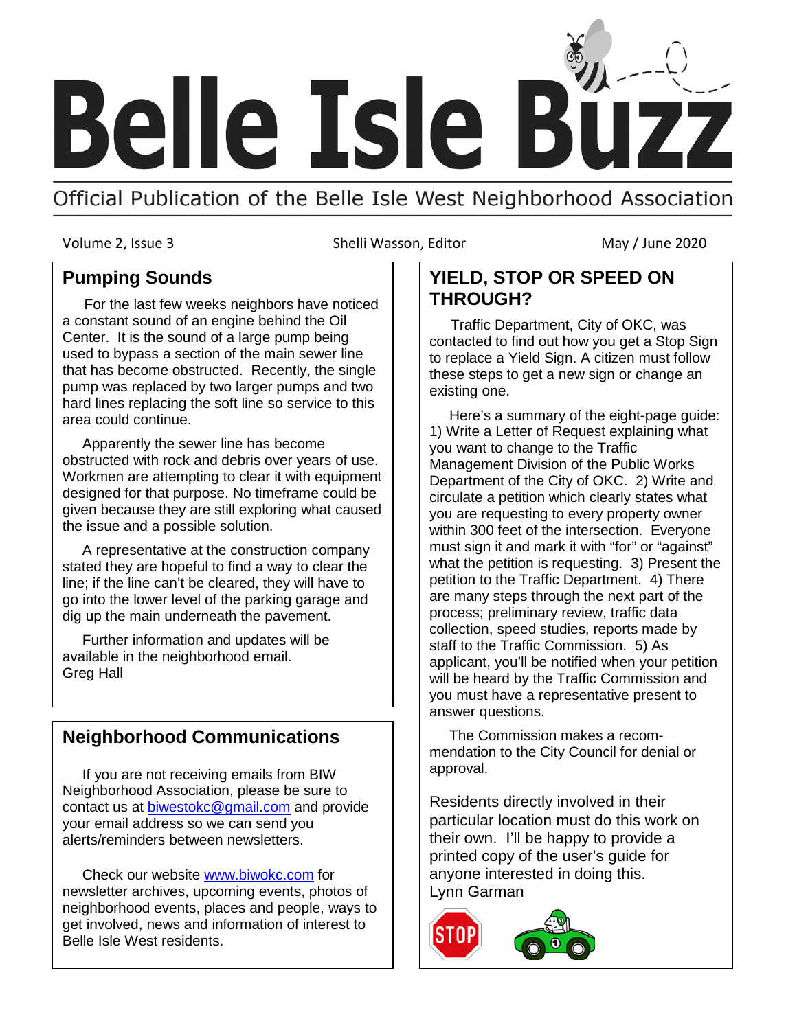# Belle Isle Buzz

Official Publication of the Belle Isle West Neighborhood Association

Volume 2, Issue 3 — Shelli Wasson, Editor — May / June 2020

## Pumping Sounds

For the last few weeks neighbors have noticed a constant sound of an engine behind the Oil Center. It is the sound of a large pump being used to bypass a section of the main sewer line that has become obstructed. Recently, the single pump was replaced by two larger pumps and two hard lines replacing the soft line so service to this area could continue.

Apparently the sewer line has become obstructed with rock and debris over years of use. Workmen are attempting to clear it with equipment designed for that purpose. No timeframe could be given because they are still exploring what caused the issue and a possible solution.

A representative at the construction company stated they are hopeful to find a way to clear the line; if the line can't be cleared, they will have to go into the lower level of the parking garage and dig up the main underneath the pavement.

Further information and updates will be available in the neighborhood email.
Greg Hall

## Neighborhood Communications

If you are not receiving emails from BIW Neighborhood Association, please be sure to contact us at biwestokc@gmail.com and provide your email address so we can send you alerts/reminders between newsletters.

Check our website www.biwokc.com for newsletter archives, upcoming events, photos of neighborhood events, places and people, ways to get involved, news and information of interest to Belle Isle West residents.

## YIELD, STOP OR SPEED ON THROUGH?

Traffic Department, City of OKC, was contacted to find out how you get a Stop Sign to replace a Yield Sign. A citizen must follow these steps to get a new sign or change an existing one.

Here's a summary of the eight-page guide: 1) Write a Letter of Request explaining what you want to change to the Traffic Management Division of the Public Works Department of the City of OKC. 2) Write and circulate a petition which clearly states what you are requesting to every property owner within 300 feet of the intersection. Everyone must sign it and mark it with "for" or "against" what the petition is requesting. 3) Present the petition to the Traffic Department. 4) There are many steps through the next part of the process; preliminary review, traffic data collection, speed studies, reports made by staff to the Traffic Commission. 5) As applicant, you'll be notified when your petition will be heard by the Traffic Commission and you must have a representative present to answer questions.

The Commission makes a recommendation to the City Council for denial or approval.

Residents directly involved in their particular location must do this work on their own. I'll be happy to provide a printed copy of the user's guide for anyone interested in doing this.
Lynn Garman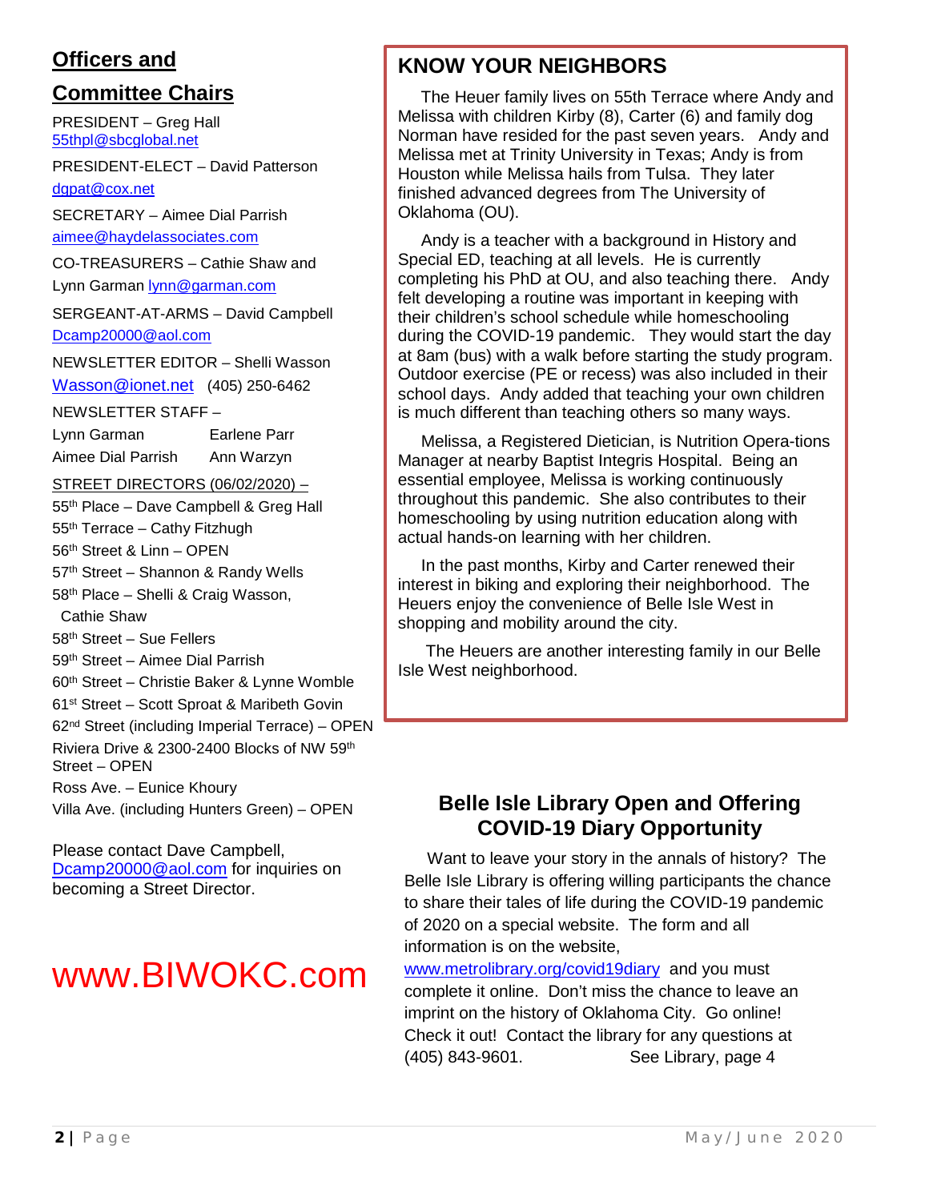## Officers and Committee Chairs

PRESIDENT – Greg Hall
55thpl@sbcglobal.net

PRESIDENT-ELECT – David Patterson
dgpat@cox.net

SECRETARY – Aimee Dial Parrish
aimee@haydelassociates.com

CO-TREASURERS – Cathie Shaw and Lynn Garman lynn@garman.com

SERGEANT-AT-ARMS – David Campbell
Dcamp20000@aol.com

NEWSLETTER EDITOR – Shelli Wasson
Wasson@ionet.net (405) 250-6462

NEWSLETTER STAFF –

| | |
|---|---|
| Lynn Garman | Earlene Parr |
| Aimee Dial Parrish | Ann Warzyn |

STREET DIRECTORS (06/02/2020) –

55th Place – Dave Campbell & Greg Hall
55th Terrace – Cathy Fitzhugh
56th Street & Linn – OPEN
57th Street – Shannon & Randy Wells
58th Place – Shelli & Craig Wasson, Cathie Shaw
58th Street – Sue Fellers
59th Street – Aimee Dial Parrish
60th Street – Christie Baker & Lynne Womble
61st Street – Scott Sproat & Maribeth Govin
62nd Street (including Imperial Terrace) – OPEN
Riviera Drive & 2300-2400 Blocks of NW 59th Street – OPEN
Ross Ave. – Eunice Khoury
Villa Ave. (including Hunters Green) – OPEN

Please contact Dave Campbell, Dcamp20000@aol.com for inquiries on becoming a Street Director.

www.BIWOKC.com

## KNOW YOUR NEIGHBORS

The Heuer family lives on 55th Terrace where Andy and Melissa with children Kirby (8), Carter (6) and family dog Norman have resided for the past seven years. Andy and Melissa met at Trinity University in Texas; Andy is from Houston while Melissa hails from Tulsa. They later finished advanced degrees from The University of Oklahoma (OU).

Andy is a teacher with a background in History and Special ED, teaching at all levels. He is currently completing his PhD at OU, and also teaching there. Andy felt developing a routine was important in keeping with their children's school schedule while homeschooling during the COVID-19 pandemic. They would start the day at 8am (bus) with a walk before starting the study program. Outdoor exercise (PE or recess) was also included in their school days. Andy added that teaching your own children is much different than teaching others so many ways.

Melissa, a Registered Dietician, is Nutrition Opera-tions Manager at nearby Baptist Integris Hospital. Being an essential employee, Melissa is working continuously throughout this pandemic. She also contributes to their homeschooling by using nutrition education along with actual hands-on learning with her children.

In the past months, Kirby and Carter renewed their interest in biking and exploring their neighborhood. The Heuers enjoy the convenience of Belle Isle West in shopping and mobility around the city.

The Heuers are another interesting family in our Belle Isle West neighborhood.

## Belle Isle Library Open and Offering COVID-19 Diary Opportunity

Want to leave your story in the annals of history? The Belle Isle Library is offering willing participants the chance to share their tales of life during the COVID-19 pandemic of 2020 on a special website. The form and all information is on the website, www.metrolibrary.org/covid19diary and you must complete it online. Don't miss the chance to leave an imprint on the history of Oklahoma City. Go online! Check it out! Contact the library for any questions at (405) 843-9601. See Library, page 4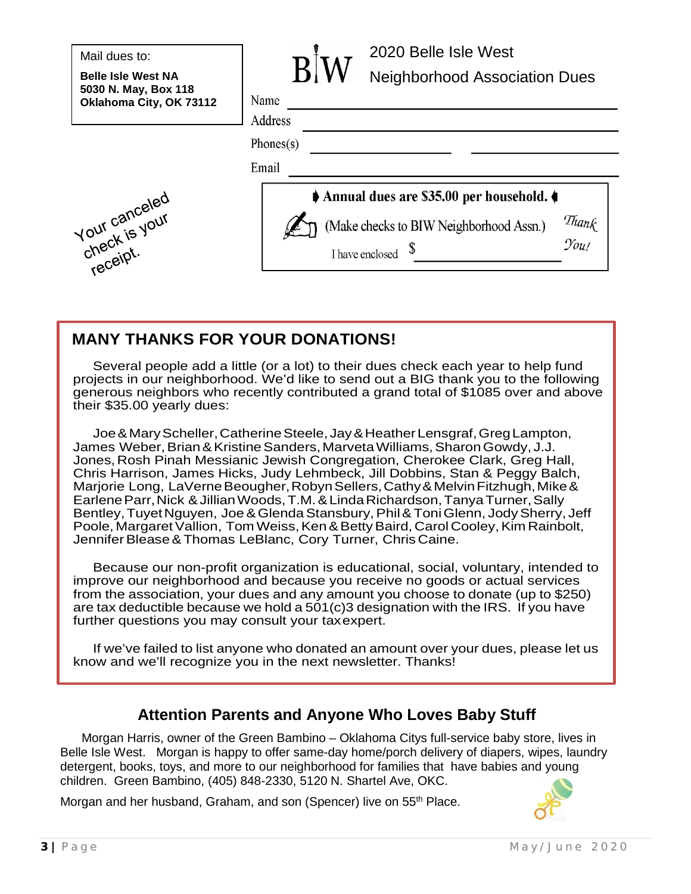Mail dues to:

**Belle Isle West NA**
**5030 N. May, Box 118**
**Oklahoma City, OK 73112**

BIW

2020 Belle Isle West
Neighborhood Association Dues

Name ______________________________

Address ______________________________

Phone(s) ______________ ______________

Email ______________________________

**Annual dues are $35.00 per household.**

(Make checks to BIW Neighborhood Assn.)

I have enclosed $ ____________

*Thank You!*

Your canceled check is your receipt.

## MANY THANKS FOR YOUR DONATIONS!

Several people add a little (or a lot) to their dues check each year to help fund projects in our neighborhood. We'd like to send out a BIG thank you to the following generous neighbors who recently contributed a grand total of $1085 over and above their $35.00 yearly dues:

Joe & Mary Scheller, Catherine Steele, Jay & Heather Lensgraf, Greg Lampton, James Weber, Brian & Kristine Sanders, Marveta Williams, Sharon Gowdy, J.J. Jones, Rosh Pinah Messianic Jewish Congregation, Cherokee Clark, Greg Hall, Chris Harrison, James Hicks, Judy Lehmbeck, Jill Dobbins, Stan & Peggy Balch, Marjorie Long, LaVerne Beougher, Robyn Sellers, Cathy & Melvin Fitzhugh, Mike & Earlene Parr, Nick & Jillian Woods, T.M. & Linda Richardson, Tanya Turner, Sally Bentley, Tuyet Nguyen, Joe & Glenda Stansbury, Phil & Toni Glenn, Jody Sherry, Jeff Poole, Margaret Vallion, Tom Weiss, Ken & Betty Baird, Carol Cooley, Kim Rainbolt, Jennifer Blease & Thomas LeBlanc, Cory Turner, Chris Caine.

Because our non-profit organization is educational, social, voluntary, intended to improve our neighborhood and because you receive no goods or actual services from the association, your dues and any amount you choose to donate (up to $250) are tax deductible because we hold a 501(c)3 designation with the IRS. If you have further questions you may consult your tax expert.

If we've failed to list anyone who donated an amount over your dues, please let us know and we'll recognize you in the next newsletter. Thanks!

## Attention Parents and Anyone Who Loves Baby Stuff

Morgan Harris, owner of the Green Bambino – Oklahoma Citys full-service baby store, lives in Belle Isle West. Morgan is happy to offer same-day home/porch delivery of diapers, wipes, laundry detergent, books, toys, and more to our neighborhood for families that have babies and young children. Green Bambino, (405) 848-2330, 5120 N. Shartel Ave, OKC.

Morgan and her husband, Graham, and son (Spencer) live on 55th Place.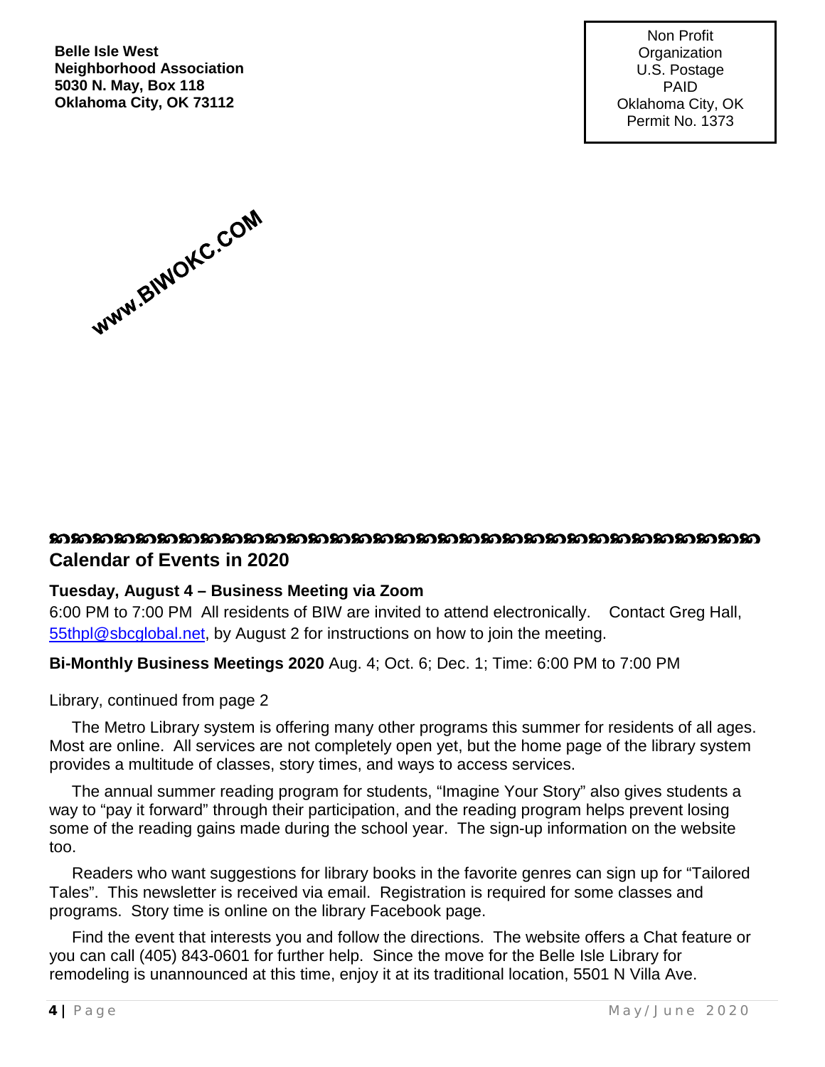**Belle Isle West**
**Neighborhood Association**
**5030 N. May, Box 118**
**Oklahoma City, OK 73112**

Non Profit
Organization
U.S. Postage
PAID
Oklahoma City, OK
Permit No. 1373

**WWW.BIWOKC.COM**

## Calendar of Events in 2020

**Tuesday, August 4 – Business Meeting via Zoom**
6:00 PM to 7:00 PM All residents of BIW are invited to attend electronically. Contact Greg Hall, 55thpl@sbcglobal.net, by August 2 for instructions on how to join the meeting.

**Bi-Monthly Business Meetings 2020** Aug. 4; Oct. 6; Dec. 1; Time: 6:00 PM to 7:00 PM

Library, continued from page 2

The Metro Library system is offering many other programs this summer for residents of all ages. Most are online. All services are not completely open yet, but the home page of the library system provides a multitude of classes, story times, and ways to access services.

The annual summer reading program for students, "Imagine Your Story" also gives students a way to "pay it forward" through their participation, and the reading program helps prevent losing some of the reading gains made during the school year. The sign-up information on the website too.

Readers who want suggestions for library books in the favorite genres can sign up for "Tailored Tales". This newsletter is received via email. Registration is required for some classes and programs. Story time is online on the library Facebook page.

Find the event that interests you and follow the directions. The website offers a Chat feature or you can call (405) 843-0601 for further help. Since the move for the Belle Isle Library for remodeling is unannounced at this time, enjoy it at its traditional location, 5501 N Villa Ave.